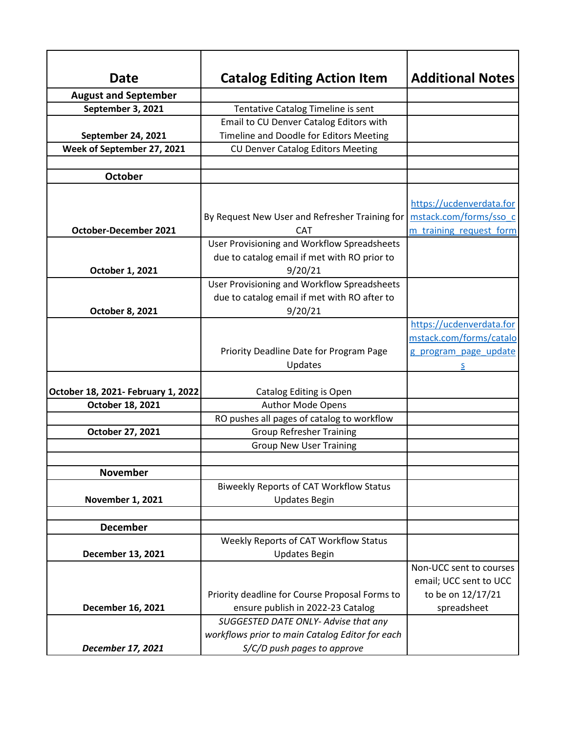| Date | Catalog Editing Action Item | Additional Notes |
|---|---|---|
| **August and September** | | |
| **September 3, 2021** | Tentative Catalog Timeline is sent | |
| **September 24, 2021** | Email to CU Denver Catalog Editors with Timeline and Doodle for Editors Meeting | |
| **Week of September 27, 2021** | CU Denver Catalog Editors Meeting | |
| | | |
| **October** | | |
| **October-December 2021** | By Request New User and Refresher Training for CAT | https://ucdenverdata.formstack.com/forms/sso_cm_training_request_form |
| **October 1, 2021** | User Provisioning and Workflow Spreadsheets due to catalog email if met with RO prior to 9/20/21 | |
| **October 8, 2021** | User Provisioning and Workflow Spreadsheets due to catalog email if met with RO after to 9/20/21 | |
| | Priority Deadline Date for Program Page Updates | https://ucdenverdata.formstack.com/forms/catalog_program_page_updates |
| **October 18, 2021- February 1, 2022** | Catalog Editing is Open | |
| **October 18, 2021** | Author Mode Opens | |
| | RO pushes all pages of catalog to workflow | |
| **October 27, 2021** | Group Refresher Training | |
| | Group New User Training | |
| | | |
| **November** | | |
| **November 1, 2021** | Biweekly Reports of CAT Workflow Status Updates Begin | |
| | | |
| **December** | | |
| **December 13, 2021** | Weekly Reports of CAT Workflow Status Updates Begin | |
| **December 16, 2021** | Priority deadline for Course Proposal Forms to ensure publish in 2022-23 Catalog | Non-UCC sent to courses email; UCC sent to UCC to be on 12/17/21 spreadsheet |
| ***December 17, 2021*** | *SUGGESTED DATE ONLY- Advise that any workflows prior to main Catalog Editor for each S/C/D push pages to approve* | |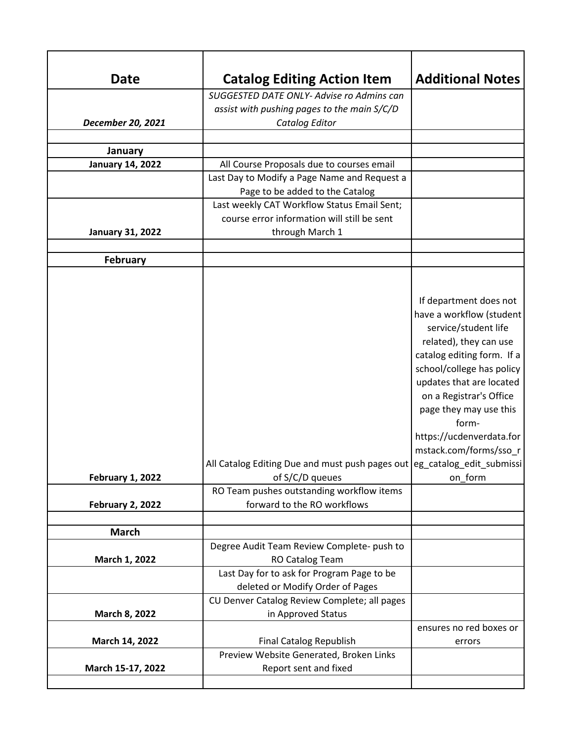| Date | Catalog Editing Action Item | Additional Notes |
|---|---|---|
| *December 20, 2021* | *SUGGESTED DATE ONLY- Advise ro Admins can assist with pushing pages to the main S/C/D Catalog Editor* | |
| | | |
| **January** | | |
| **January 14, 2022** | All Course Proposals due to courses email | |
| | Last Day to Modify a Page Name and Request a Page to be added to the Catalog | |
| **January 31, 2022** | Last weekly CAT Workflow Status Email Sent; course error information will still be sent through March 1 | |
| | | |
| **February** | | |
| **February 1, 2022** | All Catalog Editing Due and must push pages out of S/C/D queues | If department does not have a workflow (student service/student life related), they can use catalog editing form. If a school/college has policy updates that are located on a Registrar's Office page they may use this form- https://ucdenverdata.formstack.com/forms/sso_reg_catalog_edit_submission_form |
| **February 2, 2022** | RO Team pushes outstanding workflow items forward to the RO workflows | |
| | | |
| **March** | | |
| **March 1, 2022** | Degree Audit Team Review Complete- push to RO Catalog Team | |
| | Last Day for to ask for Program Page to be deleted or Modify Order of Pages | |
| **March 8, 2022** | CU Denver Catalog Review Complete; all pages in Approved Status | |
| **March 14, 2022** | Final Catalog Republish | ensures no red boxes or errors |
| **March 15-17, 2022** | Preview Website Generated, Broken Links Report sent and fixed | |
| | | |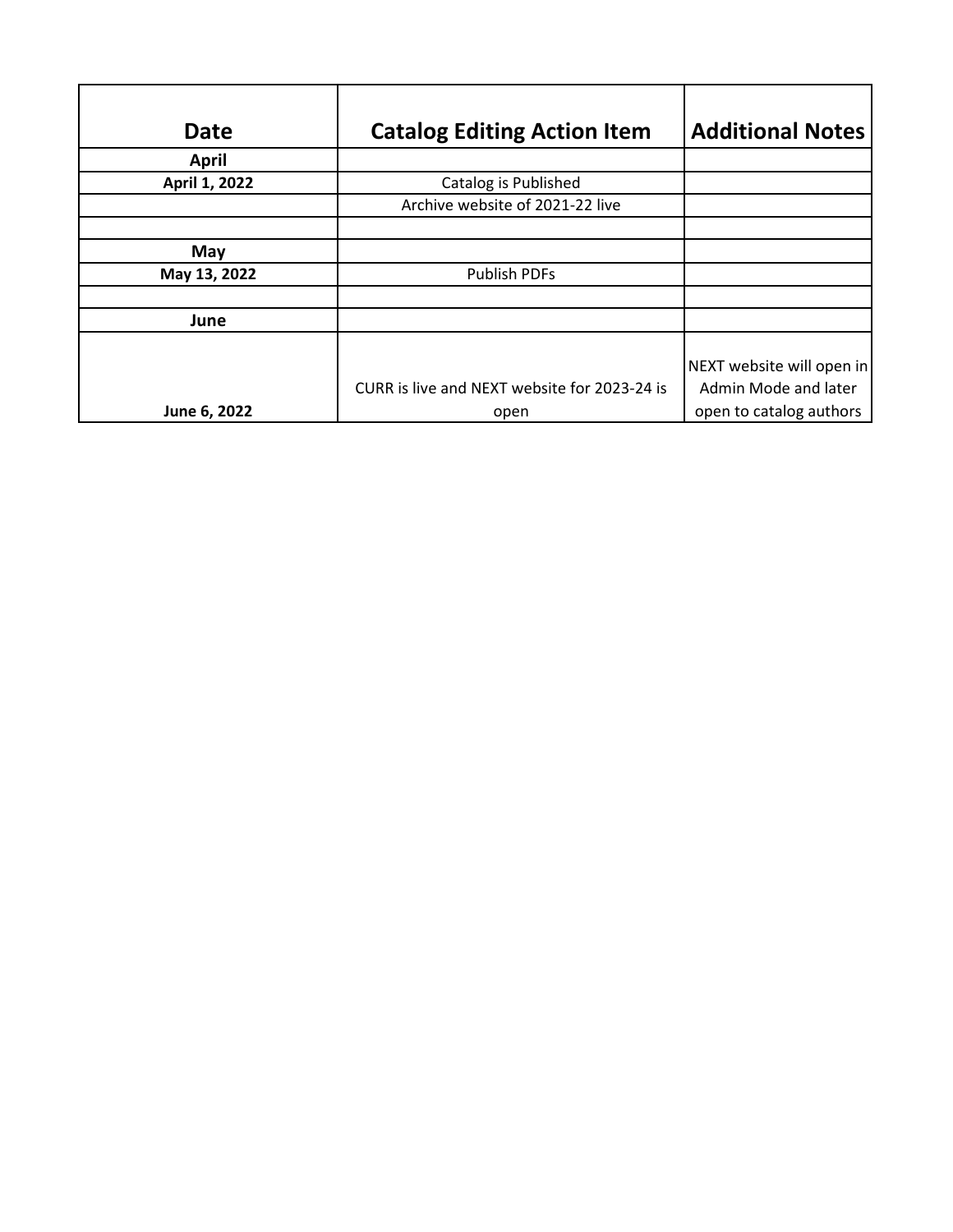| Date | Catalog Editing Action Item | Additional Notes |
|---|---|---|
| **April** | | |
| **April 1, 2022** | Catalog is Published | |
| | Archive website of 2021-22 live | |
| | | |
| **May** | | |
| **May 13, 2022** | Publish PDFs | |
| | | |
| **June** | | |
| **June 6, 2022** | CURR is live and NEXT website for 2023-24 is open | NEXT website will open in Admin Mode and later open to catalog authors |